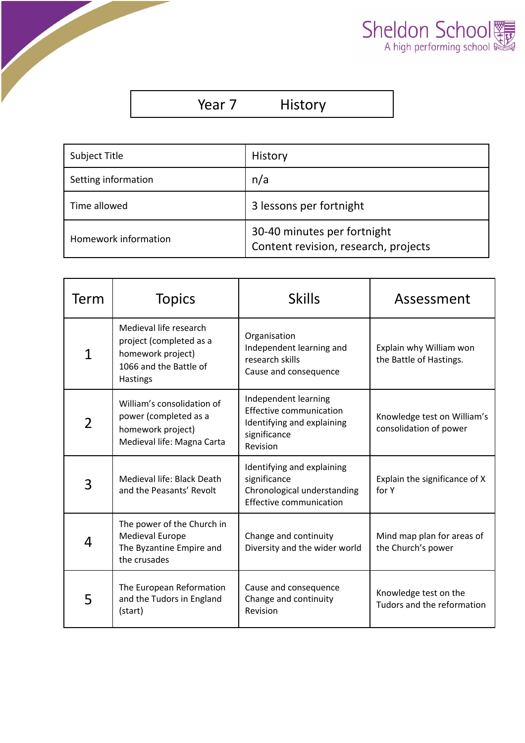Sheldon School
A high performing school

# Year 7 History

| Subject Title | History |
|---|---|
| Setting information | n/a |
| Time allowed | 3 lessons per fortnight |
| Homework information | 30-40 minutes per fortnight<br>Content revision, research, projects |

| Term | Topics | Skills | Assessment |
|---|---|---|---|
| 1 | Medieval life research project (completed as a homework project)<br>1066 and the Battle of Hastings | Organisation<br>Independent learning and research skills<br>Cause and consequence | Explain why William won the Battle of Hastings. |
| 2 | William's consolidation of power (completed as a homework project)<br>Medieval life: Magna Carta | Independent learning<br>Effective communication<br>Identifying and explaining significance<br>Revision | Knowledge test on William's consolidation of power |
| 3 | Medieval life: Black Death and the Peasants' Revolt | Identifying and explaining significance<br>Chronological understanding<br>Effective communication | Explain the significance of X for Y |
| 4 | The power of the Church in Medieval Europe<br>The Byzantine Empire and the crusades | Change and continuity<br>Diversity and the wider world | Mind map plan for areas of the Church's power |
| 5 | The European Reformation and the Tudors in England (start) | Cause and consequence<br>Change and continuity<br>Revision | Knowledge test on the Tudors and the reformation |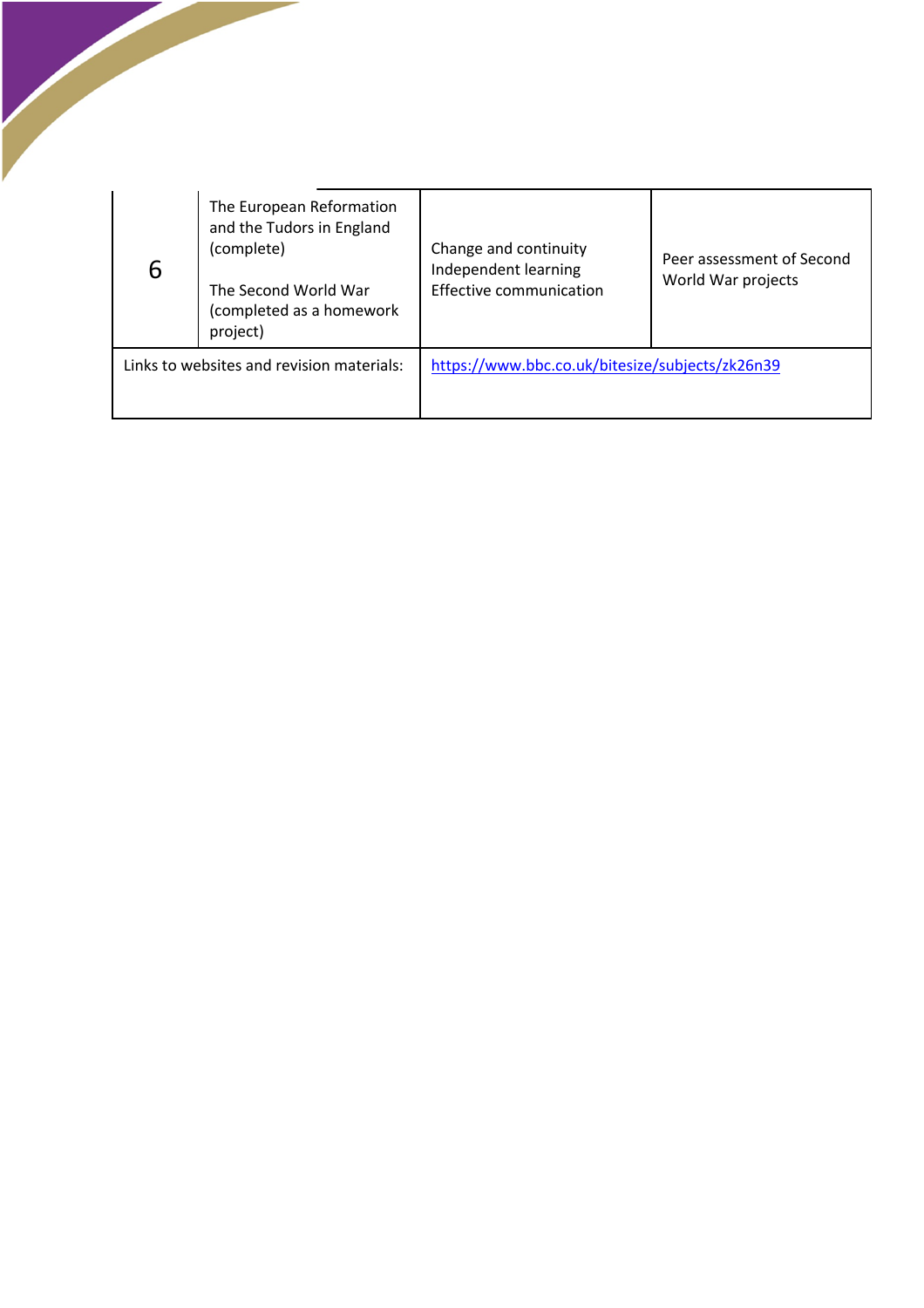| | | | |
|---|---|---|---|
| 6 | The European Reformation and the Tudors in England (complete)<br><br>The Second World War (completed as a homework project) | Change and continuity<br>Independent learning<br>Effective communication | Peer assessment of Second World War projects |
| Links to websites and revision materials: | | https://www.bbc.co.uk/bitesize/subjects/zk26n39 | |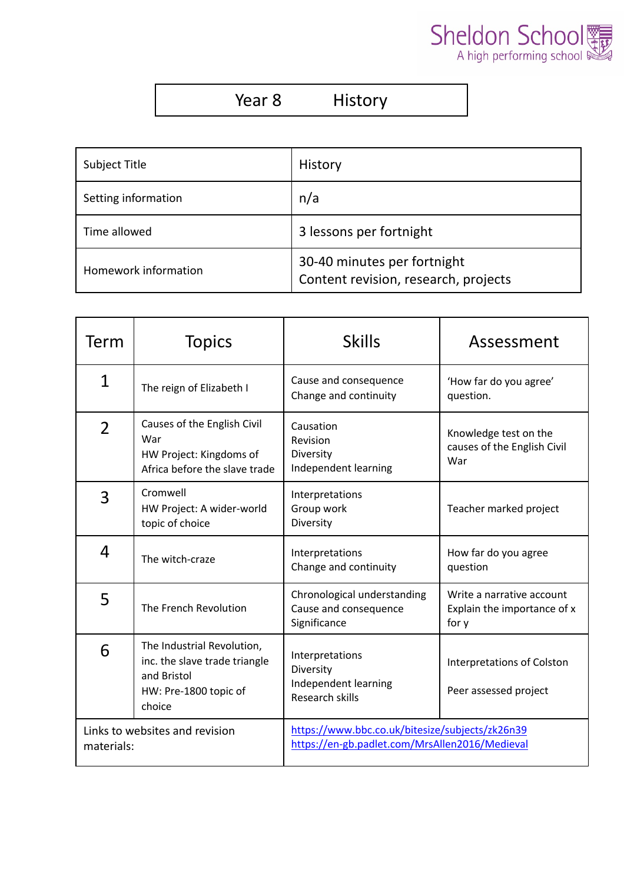Sheldon School
A high performing school

# Year 8 History

| Subject Title | History |
|---|---|
| Setting information | n/a |
| Time allowed | 3 lessons per fortnight |
| Homework information | 30-40 minutes per fortnight<br>Content revision, research, projects |

| Term | Topics | Skills | Assessment |
|---|---|---|---|
| 1 | The reign of Elizabeth I | Cause and consequence<br>Change and continuity | 'How far do you agree' question. |
| 2 | Causes of the English Civil War<br>HW Project: Kingdoms of Africa before the slave trade | Causation<br>Revision<br>Diversity<br>Independent learning | Knowledge test on the causes of the English Civil War |
| 3 | Cromwell<br>HW Project: A wider-world topic of choice | Interpretations<br>Group work<br>Diversity | Teacher marked project |
| 4 | The witch-craze | Interpretations<br>Change and continuity | How far do you agree question |
| 5 | The French Revolution | Chronological understanding<br>Cause and consequence<br>Significance | Write a narrative account<br>Explain the importance of x for y |
| 6 | The Industrial Revolution, inc. the slave trade triangle and Bristol<br>HW: Pre-1800 topic of choice | Interpretations<br>Diversity<br>Independent learning<br>Research skills | Interpretations of Colston<br><br>Peer assessed project |
| Links to websites and revision materials: | | https://www.bbc.co.uk/bitesize/subjects/zk26n39<br>https://en-gb.padlet.com/MrsAllen2016/Medieval | |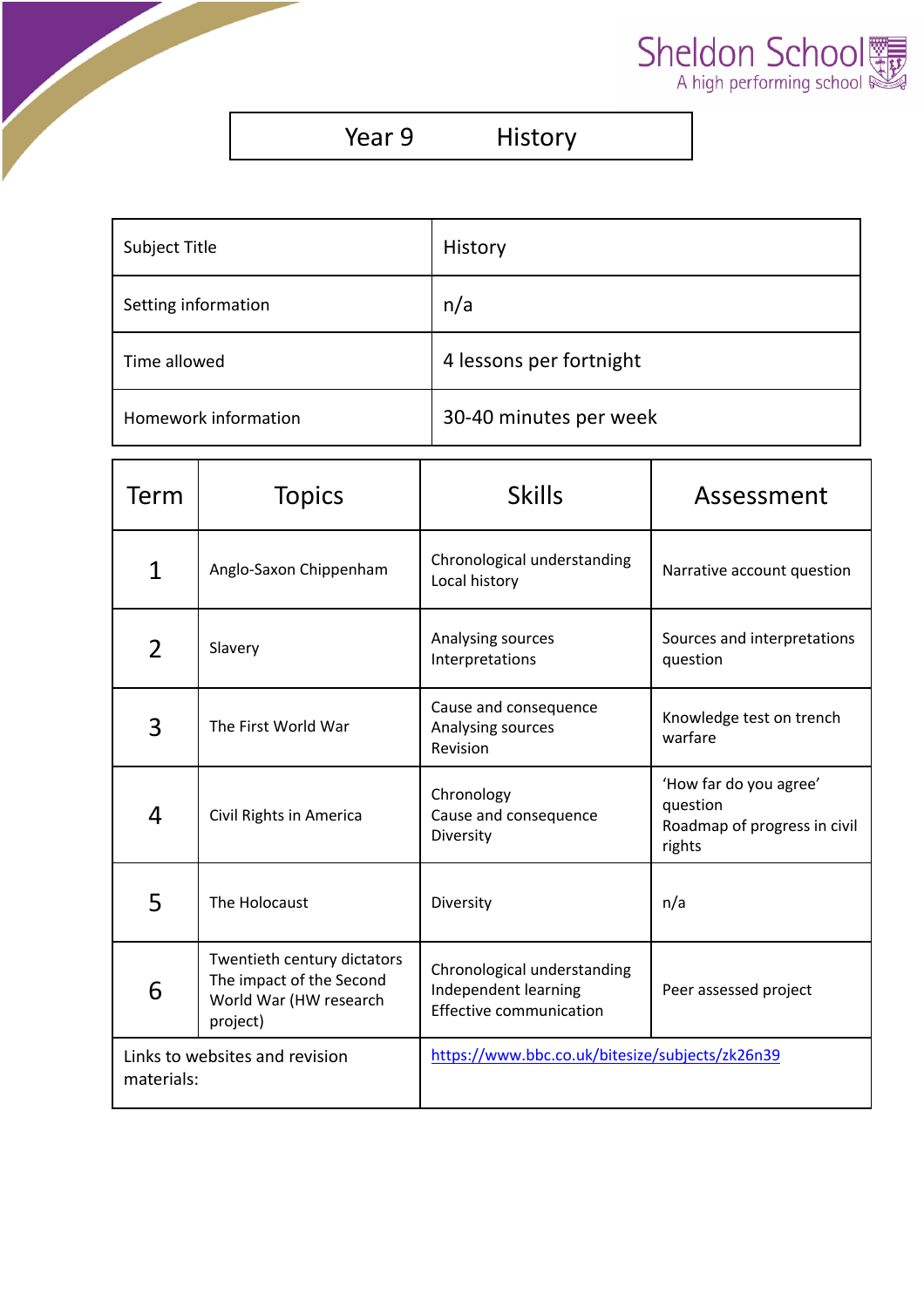Sheldon School
A high performing school

# Year 9 History

| | |
|---|---|
| Subject Title | History |
| Setting information | n/a |
| Time allowed | 4 lessons per fortnight |
| Homework information | 30-40 minutes per week |

| Term | Topics | Skills | Assessment |
|---|---|---|---|
| 1 | Anglo-Saxon Chippenham | Chronological understanding<br>Local history | Narrative account question |
| 2 | Slavery | Analysing sources<br>Interpretations | Sources and interpretations question |
| 3 | The First World War | Cause and consequence<br>Analysing sources<br>Revision | Knowledge test on trench warfare |
| 4 | Civil Rights in America | Chronology<br>Cause and consequence<br>Diversity | 'How far do you agree' question<br>Roadmap of progress in civil rights |
| 5 | The Holocaust | Diversity | n/a |
| 6 | Twentieth century dictators<br>The impact of the Second World War (HW research project) | Chronological understanding<br>Independent learning<br>Effective communication | Peer assessed project |
| Links to websites and revision materials: | | https://www.bbc.co.uk/bitesize/subjects/zk26n39 | |